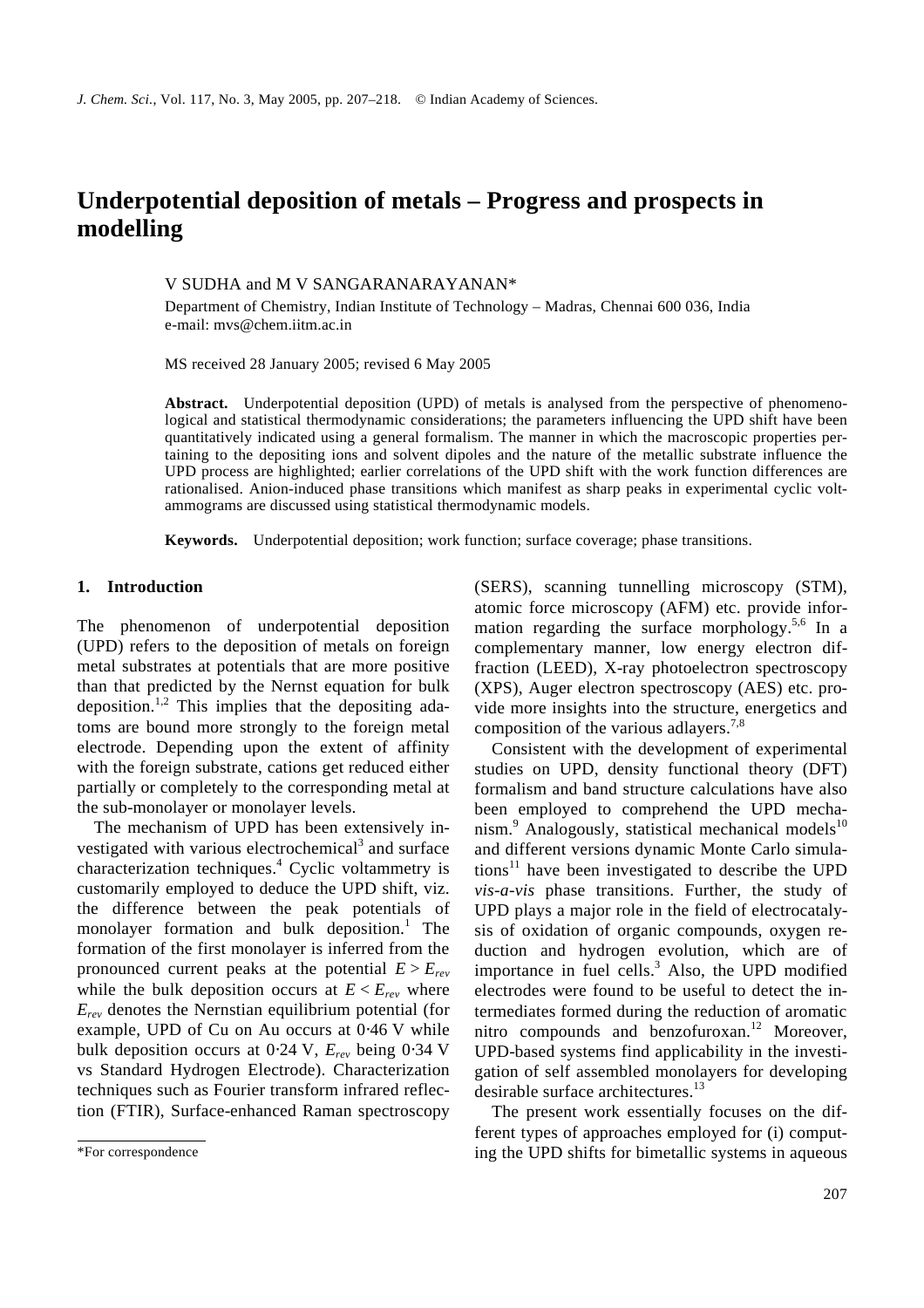# Underpotential deposition of metals – Progress and prospects in modelling

V SUDHA and M V SANGARANARAYANAN*

Department of Chemistry, Indian Institute of Technology – Madras, Chennai 600 036, India
e-mail: mvs@chem.iitm.ac.in

MS received 28 January 2005; revised 6 May 2005

**Abstract.** Underpotential deposition (UPD) of metals is analysed from the perspective of phenomenological and statistical thermodynamic considerations; the parameters influencing the UPD shift have been quantitatively indicated using a general formalism. The manner in which the macroscopic properties pertaining to the depositing ions and solvent dipoles and the nature of the metallic substrate influence the UPD process are highlighted; earlier correlations of the UPD shift with the work function differences are rationalised. Anion-induced phase transitions which manifest as sharp peaks in experimental cyclic voltammograms are discussed using statistical thermodynamic models.

**Keywords.** Underpotential deposition; work function; surface coverage; phase transitions.

## 1. Introduction

The phenomenon of underpotential deposition (UPD) refers to the deposition of metals on foreign metal substrates at potentials that are more positive than that predicted by the Nernst equation for bulk deposition.[1,2] This implies that the depositing adatoms are bound more strongly to the foreign metal electrode. Depending upon the extent of affinity with the foreign substrate, cations get reduced either partially or completely to the corresponding metal at the sub-monolayer or monolayer levels.

The mechanism of UPD has been extensively investigated with various electrochemical[3] and surface characterization techniques.[4] Cyclic voltammetry is customarily employed to deduce the UPD shift, viz. the difference between the peak potentials of monolayer formation and bulk deposition.[1] The formation of the first monolayer is inferred from the pronounced current peaks at the potential $E > E_{rev}$ while the bulk deposition occurs at $E < E_{rev}$ where $E_{rev}$ denotes the Nernstian equilibrium potential (for example, UPD of Cu on Au occurs at 0·46 V while bulk deposition occurs at 0·24 V, $E_{rev}$ being 0·34 V vs Standard Hydrogen Electrode). Characterization techniques such as Fourier transform infrared reflection (FTIR), Surface-enhanced Raman spectroscopy (SERS), scanning tunnelling microscopy (STM), atomic force microscopy (AFM) etc. provide information regarding the surface morphology.[5,6] In a complementary manner, low energy electron diffraction (LEED), X-ray photoelectron spectroscopy (XPS), Auger electron spectroscopy (AES) etc. provide more insights into the structure, energetics and composition of the various adlayers.[7,8]

Consistent with the development of experimental studies on UPD, density functional theory (DFT) formalism and band structure calculations have also been employed to comprehend the UPD mechanism.[9] Analogously, statistical mechanical models[10] and different versions dynamic Monte Carlo simulations[11] have been investigated to describe the UPD *vis-a-vis* phase transitions. Further, the study of UPD plays a major role in the field of electrocatalysis of oxidation of organic compounds, oxygen reduction and hydrogen evolution, which are of importance in fuel cells.[3] Also, the UPD modified electrodes were found to be useful to detect the intermediates formed during the reduction of aromatic nitro compounds and benzofuroxan.[12] Moreover, UPD-based systems find applicability in the investigation of self assembled monolayers for developing desirable surface architectures.[13]

The present work essentially focuses on the different types of approaches employed for (i) computing the UPD shifts for bimetallic systems in aqueous

*For correspondence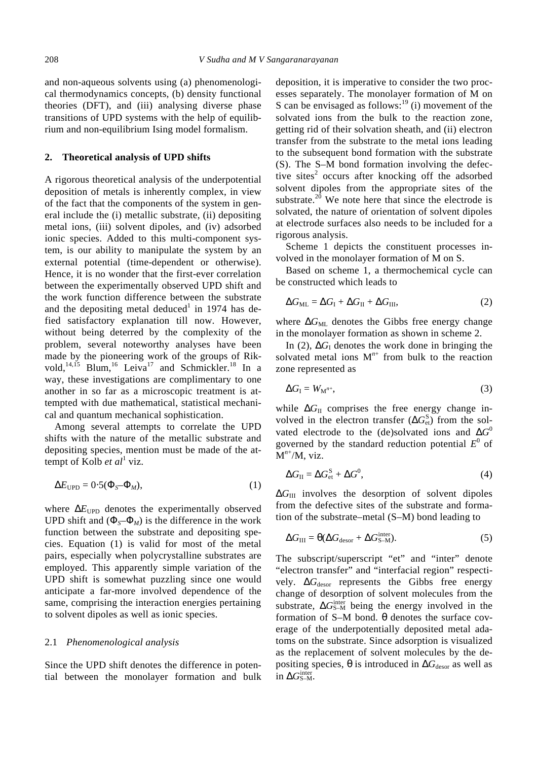and non-aqueous solvents using (a) phenomenological thermodynamics concepts, (b) density functional theories (DFT), and (iii) analysing diverse phase transitions of UPD systems with the help of equilibrium and non-equilibrium Ising model formalism.

## 2. Theoretical analysis of UPD shifts

A rigorous theoretical analysis of the underpotential deposition of metals is inherently complex, in view of the fact that the components of the system in general include the (i) metallic substrate, (ii) depositing metal ions, (iii) solvent dipoles, and (iv) adsorbed ionic species. Added to this multi-component system, is our ability to manipulate the system by an external potential (time-dependent or otherwise). Hence, it is no wonder that the first-ever correlation between the experimentally observed UPD shift and the work function difference between the substrate and the depositing metal deduced[1] in 1974 has defied satisfactory explanation till now. However, without being deterred by the complexity of the problem, several noteworthy analyses have been made by the pioneering work of the groups of Rikvold,[14,15] Blum,[16] Leiva[17] and Schmickler.[18] In a way, these investigations are complimentary to one another in so far as a microscopic treatment is attempted with due mathematical, statistical mechanical and quantum mechanical sophistication.

Among several attempts to correlate the UPD shifts with the nature of the metallic substrate and depositing species, mention must be made of the attempt of Kolb *et al*[1] viz.

$$\Delta E_{\mathrm{UPD}} = 0{\cdot}5(\Phi_S - \Phi_M), \tag{1}$$

where $\Delta E_{\mathrm{UPD}}$ denotes the experimentally observed UPD shift and $(\Phi_S - \Phi_M)$ is the difference in the work function between the substrate and depositing species. Equation (1) is valid for most of the metal pairs, especially when polycrystalline substrates are employed. This apparently simple variation of the UPD shift is somewhat puzzling since one would anticipate a far-more involved dependence of the same, comprising the interaction energies pertaining to solvent dipoles as well as ionic species.

### 2.1 *Phenomenological analysis*

Since the UPD shift denotes the difference in potential between the monolayer formation and bulk deposition, it is imperative to consider the two processes separately. The monolayer formation of M on S can be envisaged as follows:[19] (i) movement of the solvated ions from the bulk to the reaction zone, getting rid of their solvation sheath, and (ii) electron transfer from the substrate to the metal ions leading to the subsequent bond formation with the substrate (S). The S–M bond formation involving the defective sites[2] occurs after knocking off the adsorbed solvent dipoles from the appropriate sites of the substrate.[20] We note here that since the electrode is solvated, the nature of orientation of solvent dipoles at electrode surfaces also needs to be included for a rigorous analysis.

Scheme 1 depicts the constituent processes involved in the monolayer formation of M on S.

Based on scheme 1, a thermochemical cycle can be constructed which leads to

$$\Delta G_{\mathrm{ML}} = \Delta G_{\mathrm{I}} + \Delta G_{\mathrm{II}} + \Delta G_{\mathrm{III}}, \tag{2}$$

where $\Delta G_{\mathrm{ML}}$ denotes the Gibbs free energy change in the monolayer formation as shown in scheme 2.

In (2), $\Delta G_{\mathrm{I}}$ denotes the work done in bringing the solvated metal ions $M^{n+}$ from bulk to the reaction zone represented as

$$\Delta G_{\mathrm{I}} = W_{M^{n+}}, \tag{3}$$

while $\Delta G_{\mathrm{II}}$ comprises the free energy change involved in the electron transfer ($\Delta G^{\mathrm{S}}_{\mathrm{et}}$) from the solvated electrode to the (de)solvated ions and $\Delta G^0$ governed by the standard reduction potential $E^0$ of $M^{n+}/M$, viz.

$$\Delta G_{\mathrm{II}} = \Delta G^{\mathrm{S}}_{\mathrm{et}} + \Delta G^0, \tag{4}$$

$\Delta G_{\mathrm{III}}$ involves the desorption of solvent dipoles from the defective sites of the substrate and formation of the substrate–metal (S–M) bond leading to

$$\Delta G_{\mathrm{III}} = \theta(\Delta G_{\mathrm{desor}} + \Delta G^{\mathrm{inter}}_{\mathrm{S-M}}). \tag{5}$$

The subscript/superscript "et" and "inter" denote "electron transfer" and "interfacial region" respectively. $\Delta G_{\mathrm{desor}}$ represents the Gibbs free energy change of desorption of solvent molecules from the substrate, $\Delta G^{\mathrm{inter}}_{\mathrm{S-M}}$ being the energy involved in the formation of S–M bond. $\theta$ denotes the surface coverage of the underpotentially deposited metal adatoms on the substrate. Since adsorption is visualized as the replacement of solvent molecules by the depositing species, $\theta$ is introduced in $\Delta G_{\mathrm{desor}}$ as well as in $\Delta G^{\mathrm{inter}}_{\mathrm{S-M}}$.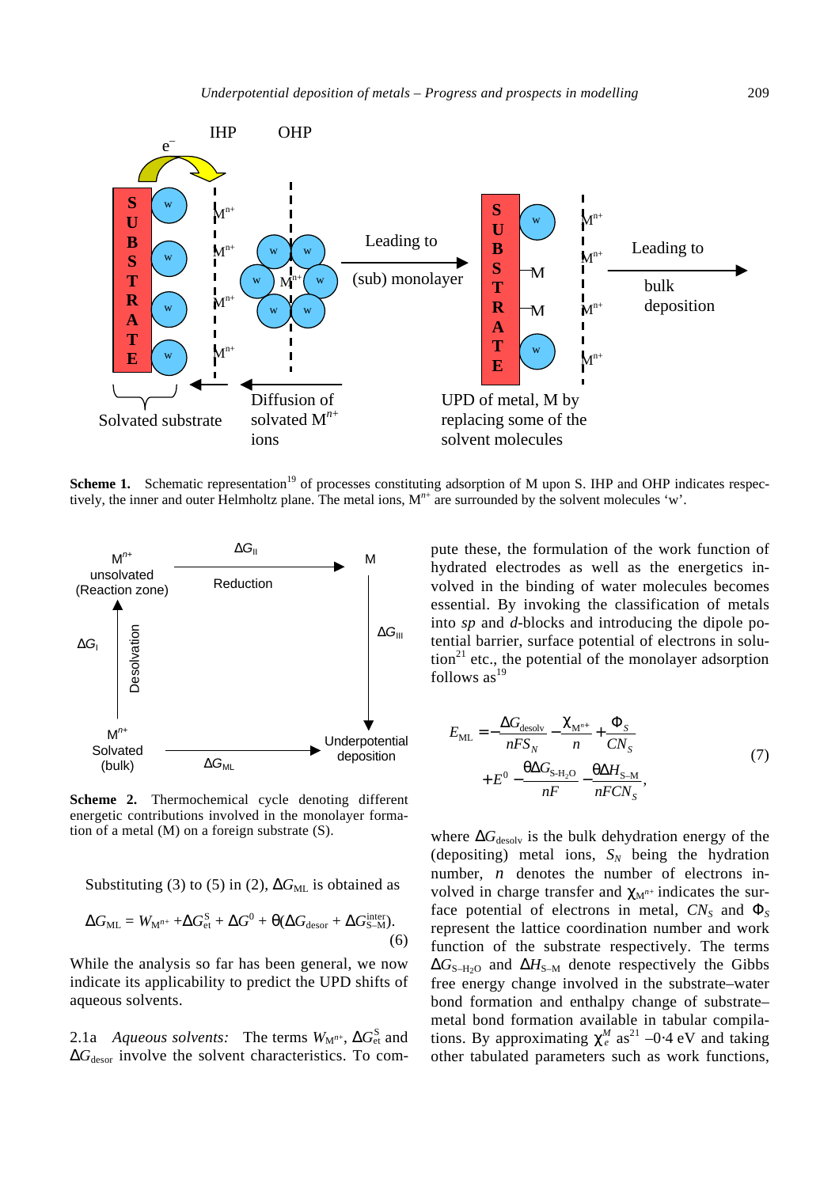**Scheme 1.** Schematic representation[19] of processes constituting adsorption of M upon S. IHP and OHP indicates respectively, the inner and outer Helmholtz plane. The metal ions, $M^{n+}$ are surrounded by the solvent molecules 'w'.

**Scheme 2.** Thermochemical cycle denoting different energetic contributions involved in the monolayer formation of a metal (M) on a foreign substrate (S).

Substituting (3) to (5) in (2), $\Delta G_{\mathrm{ML}}$ is obtained as

$$\Delta G_{\mathrm{ML}} = W_{\mathrm{M}^{n+}} + \Delta G_{\mathrm{et}}^{\mathrm{S}} + \Delta G^0 + \theta(\Delta G_{\mathrm{desor}} + \Delta G_{\mathrm{S-M}}^{\mathrm{inter}}). \tag{6}$$

While the analysis so far has been general, we now indicate its applicability to predict the UPD shifts of aqueous solvents.

2.1a *Aqueous solvents:* The terms $W_{\mathrm{M}^{n+}}$, $\Delta G_{\mathrm{et}}^{\mathrm{S}}$ and $\Delta G_{\mathrm{desor}}$ involve the solvent characteristics. To compute these, the formulation of the work function of hydrated electrodes as well as the energetics involved in the binding of water molecules becomes essential. By invoking the classification of metals into *sp* and *d*-blocks and introducing the dipole potential barrier, surface potential of electrons in solution[21] etc., the potential of the monolayer adsorption follows as[19]

$$E_{\mathrm{ML}} = -\frac{\Delta G_{\mathrm{desolv}}}{nFS_N} - \frac{\chi_{\mathrm{M}^{n+}}}{n} + \frac{\Phi_S}{CN_S} + E^0 - \frac{\theta \Delta G_{\mathrm{S-H_2O}}}{nF} - \frac{\theta \Delta H_{\mathrm{S-M}}}{nFCN_S}, \tag{7}$$

where $\Delta G_{\mathrm{desolv}}$ is the bulk dehydration energy of the (depositing) metal ions, $S_N$ being the hydration number, $n$ denotes the number of electrons involved in charge transfer and $\chi_{\mathrm{M}^{n+}}$ indicates the surface potential of electrons in metal, $CN_S$ and $\Phi_S$ represent the lattice coordination number and work function of the substrate respectively. The terms $\Delta G_{\mathrm{S-H_2O}}$ and $\Delta H_{\mathrm{S-M}}$ denote respectively the Gibbs free energy change involved in the substrate–water bond formation and enthalpy change of substrate–metal bond formation available in tabular compilations. By approximating $\chi_e^M$ as[21] $-0{\cdot}4$ eV and taking other tabulated parameters such as work functions,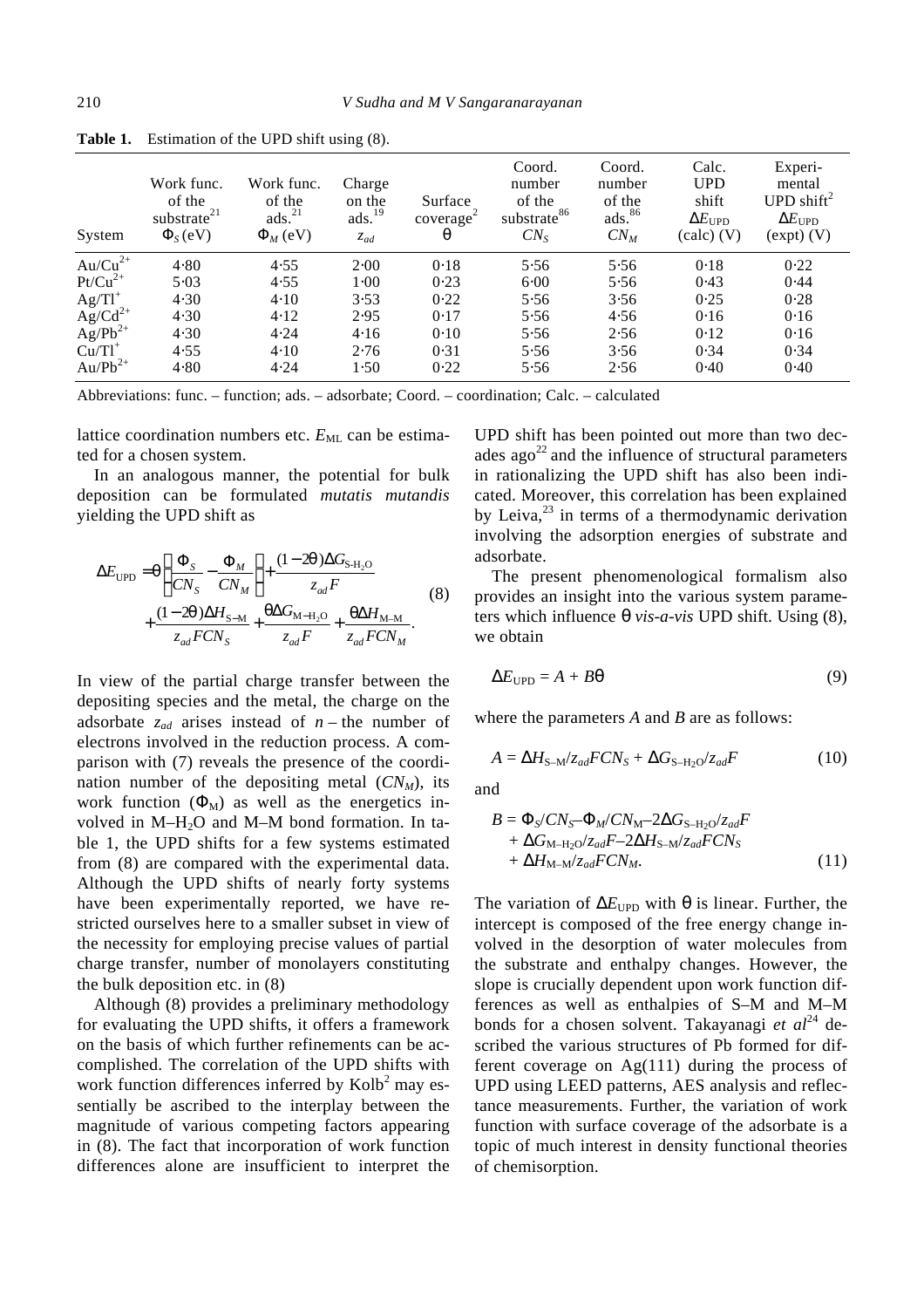**Table 1.** Estimation of the UPD shift using (8).

| System | Work func. of the substrate[21] $\Phi_S$ (eV) | Work func. of the ads.[21] $\Phi_M$ (eV) | Charge on the ads.[19] $z_{ad}$ | Surface coverage[2] $\theta$ | Coord. number of the substrate[86] $CN_S$ | Coord. number of the ads.[86] $CN_M$ | Calc. UPD shift $\Delta E_{\mathrm{UPD}}$ (calc) (V) | Experi-mental UPD shift[2] $\Delta E_{\mathrm{UPD}}$ (expt) (V) |
|---|---|---|---|---|---|---|---|---|
| $Au/Cu^{2+}$ | 4·80 | 4·55 | 2·00 | 0·18 | 5·56 | 5·56 | 0·18 | 0·22 |
| $Pt/Cu^{2+}$ | 5·03 | 4·55 | 1·00 | 0·23 | 6·00 | 5·56 | 0·43 | 0·44 |
| $Ag/Tl^{+}$ | 4·30 | 4·10 | 3·53 | 0·22 | 5·56 | 3·56 | 0·25 | 0·28 |
| $Ag/Cd^{2+}$ | 4·30 | 4·12 | 2·95 | 0·17 | 5·56 | 4·56 | 0·16 | 0·16 |
| $Ag/Pb^{2+}$ | 4·30 | 4·24 | 4·16 | 0·10 | 5·56 | 2·56 | 0·12 | 0·16 |
| $Cu/Tl^{+}$ | 4·55 | 4·10 | 2·76 | 0·31 | 5·56 | 3·56 | 0·34 | 0·34 |
| $Au/Pb^{2+}$ | 4·80 | 4·24 | 1·50 | 0·22 | 5·56 | 2·56 | 0·40 | 0·40 |

Abbreviations: func. – function; ads. – adsorbate; Coord. – coordination; Calc. – calculated

lattice coordination numbers etc. $E_{\mathrm{ML}}$ can be estimated for a chosen system.

In an analogous manner, the potential for bulk deposition can be formulated *mutatis mutandis* yielding the UPD shift as

$$\Delta E_{\mathrm{UPD}} = \theta\left[\frac{\Phi_S}{CN_S} - \frac{\Phi_M}{CN_M}\right] + \frac{(1-2\theta)\Delta G_{\mathrm{S\text{-}H_2O}}}{z_{ad}F} + \frac{(1-2\theta)\Delta H_{\mathrm{S-M}}}{z_{ad}FCN_S} + \frac{\theta\Delta G_{\mathrm{M-H_2O}}}{z_{ad}F} + \frac{\theta\Delta H_{\mathrm{M-M}}}{z_{ad}FCN_M}. \tag{8}$$

In view of the partial charge transfer between the depositing species and the metal, the charge on the adsorbate $z_{ad}$ arises instead of $n$ – the number of electrons involved in the reduction process. A comparison with (7) reveals the presence of the coordination number of the depositing metal ($CN_M$), its work function ($\Phi_{\mathrm{M}}$) as well as the energetics involved in $M–H_2O$ and M–M bond formation. In table 1, the UPD shifts for a few systems estimated from (8) are compared with the experimental data. Although the UPD shifts of nearly forty systems have been experimentally reported, we have restricted ourselves here to a smaller subset in view of the necessity for employing precise values of partial charge transfer, number of monolayers constituting the bulk deposition etc. in (8)

Although (8) provides a preliminary methodology for evaluating the UPD shifts, it offers a framework on the basis of which further refinements can be accomplished. The correlation of the UPD shifts with work function differences inferred by Kolb[2] may essentially be ascribed to the interplay between the magnitude of various competing factors appearing in (8). The fact that incorporation of work function differences alone are insufficient to interpret the UPD shift has been pointed out more than two decades ago[22] and the influence of structural parameters in rationalizing the UPD shift has also been indicated. Moreover, this correlation has been explained by Leiva,[23] in terms of a thermodynamic derivation involving the adsorption energies of substrate and adsorbate.

The present phenomenological formalism also provides an insight into the various system parameters which influence $\theta$ *vis-a-vis* UPD shift. Using (8), we obtain

$$\Delta E_{\mathrm{UPD}} = A + B\theta \tag{9}$$

where the parameters $A$ and $B$ are as follows:

$$A = \Delta H_{\mathrm{S-M}}/z_{ad}FCN_S + \Delta G_{\mathrm{S-H_2O}}/z_{ad}F \tag{10}$$

and

$$B = \Phi_S/CN_S - \Phi_M/CN_{\mathrm{M}} - 2\Delta G_{\mathrm{S-H_2O}}/z_{ad}F + \Delta G_{\mathrm{M-H_2O}}/z_{ad}F - 2\Delta H_{\mathrm{S-M}}/z_{ad}FCN_S + \Delta H_{\mathrm{M-M}}/z_{ad}FCN_M. \tag{11}$$

The variation of $\Delta E_{\mathrm{UPD}}$ with $\theta$ is linear. Further, the intercept is composed of the free energy change involved in the desorption of water molecules from the substrate and enthalpy changes. However, the slope is crucially dependent upon work function differences as well as enthalpies of S–M and M–M bonds for a chosen solvent. Takayanagi *et al*[24] described the various structures of Pb formed for different coverage on Ag(111) during the process of UPD using LEED patterns, AES analysis and reflectance measurements. Further, the variation of work function with surface coverage of the adsorbate is a topic of much interest in density functional theories of chemisorption.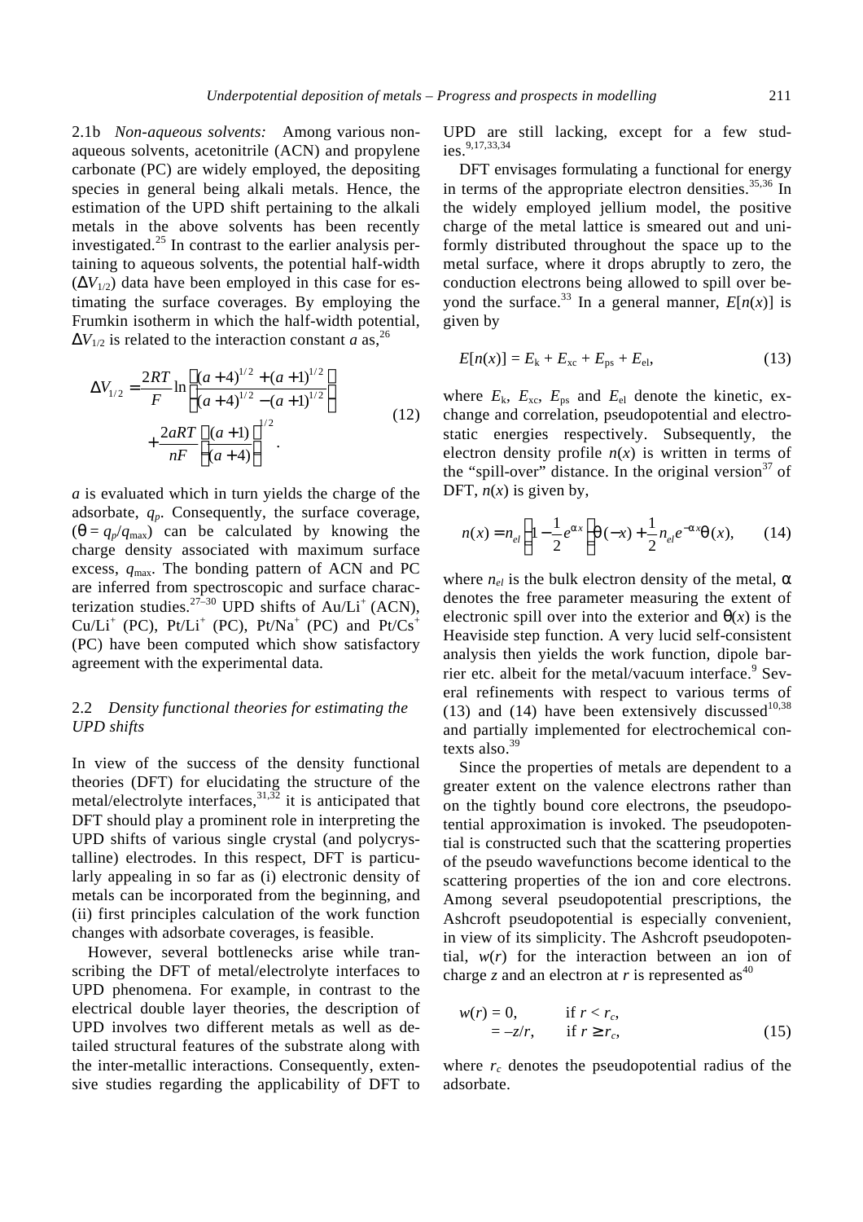2.1b *Non-aqueous solvents:* Among various non-aqueous solvents, acetonitrile (ACN) and propylene carbonate (PC) are widely employed, the depositing species in general being alkali metals. Hence, the estimation of the UPD shift pertaining to the alkali metals in the above solvents has been recently investigated.[25] In contrast to the earlier analysis pertaining to aqueous solvents, the potential half-width ($\Delta V_{1/2}$) data have been employed in this case for estimating the surface coverages. By employing the Frumkin isotherm in which the half-width potential, $\Delta V_{1/2}$ is related to the interaction constant $a$ as,[26]

$$\Delta V_{1/2} = \frac{2RT}{F} \ln \left[ \frac{(a+4)^{1/2} + (a+1)^{1/2}}{(a+4)^{1/2} - (a+1)^{1/2}} \right] + \frac{2aRT}{nF} \left[ \frac{(a+1)}{(a+4)} \right]^{1/2}. \tag{12}$$

$a$ is evaluated which in turn yields the charge of the adsorbate, $q_p$. Consequently, the surface coverage, ($\theta = q_p/q_{\max}$) can be calculated by knowing the charge density associated with maximum surface excess, $q_{\max}$. The bonding pattern of ACN and PC are inferred from spectroscopic and surface characterization studies.[27–30] UPD shifts of Au/Li$^+$ (ACN), Cu/Li$^+$ (PC), Pt/Li$^+$ (PC), Pt/Na$^+$ (PC) and Pt/Cs$^+$ (PC) have been computed which show satisfactory agreement with the experimental data.

### 2.2 *Density functional theories for estimating the UPD shifts*

In view of the success of the density functional theories (DFT) for elucidating the structure of the metal/electrolyte interfaces,[31,32] it is anticipated that DFT should play a prominent role in interpreting the UPD shifts of various single crystal (and polycrystalline) electrodes. In this respect, DFT is particularly appealing in so far as (i) electronic density of metals can be incorporated from the beginning, and (ii) first principles calculation of the work function changes with adsorbate coverages, is feasible.

However, several bottlenecks arise while transcribing the DFT of metal/electrolyte interfaces to UPD phenomena. For example, in contrast to the electrical double layer theories, the description of UPD involves two different metals as well as detailed structural features of the substrate along with the inter-metallic interactions. Consequently, extensive studies regarding the applicability of DFT to UPD are still lacking, except for a few studies.[9,17,33,34]

DFT envisages formulating a functional for energy in terms of the appropriate electron densities.[35,36] In the widely employed jellium model, the positive charge of the metal lattice is smeared out and uniformly distributed throughout the space up to the metal surface, where it drops abruptly to zero, the conduction electrons being allowed to spill over beyond the surface.[33] In a general manner, $E[n(x)]$ is given by

$$E[n(x)] = E_{\mathrm{k}} + E_{\mathrm{xc}} + E_{\mathrm{ps}} + E_{\mathrm{el}}, \tag{13}$$

where $E_{\mathrm{k}}$, $E_{\mathrm{xc}}$, $E_{\mathrm{ps}}$ and $E_{\mathrm{el}}$ denote the kinetic, exchange and correlation, pseudopotential and electrostatic energies respectively. Subsequently, the electron density profile $n(x)$ is written in terms of the "spill-over" distance. In the original version[37] of DFT, $n(x)$ is given by,

$$n(x) = n_{el}\left(1 - \frac{1}{2}e^{\alpha x}\right)\theta(-x) + \frac{1}{2}n_{el}e^{-\alpha x}\theta(x), \tag{14}$$

where $n_{el}$ is the bulk electron density of the metal, $\alpha$ denotes the free parameter measuring the extent of electronic spill over into the exterior and $\theta(x)$ is the Heaviside step function. A very lucid self-consistent analysis then yields the work function, dipole barrier etc. albeit for the metal/vacuum interface.[9] Several refinements with respect to various terms of (13) and (14) have been extensively discussed[10,38] and partially implemented for electrochemical contexts also.[39]

Since the properties of metals are dependent to a greater extent on the valence electrons rather than on the tightly bound core electrons, the pseudopotential approximation is invoked. The pseudopotential is constructed such that the scattering properties of the pseudo wavefunctions become identical to the scattering properties of the ion and core electrons. Among several pseudopotential prescriptions, the Ashcroft pseudopotential is especially convenient, in view of its simplicity. The Ashcroft pseudopotential, $w(r)$ for the interaction between an ion of charge $z$ and an electron at $r$ is represented as[40]

$$\begin{aligned} w(r) &= 0, \qquad \text{if } r < r_c, \\ &= -z/r, \qquad \text{if } r \geq r_c, \end{aligned} \tag{15}$$

where $r_c$ denotes the pseudopotential radius of the adsorbate.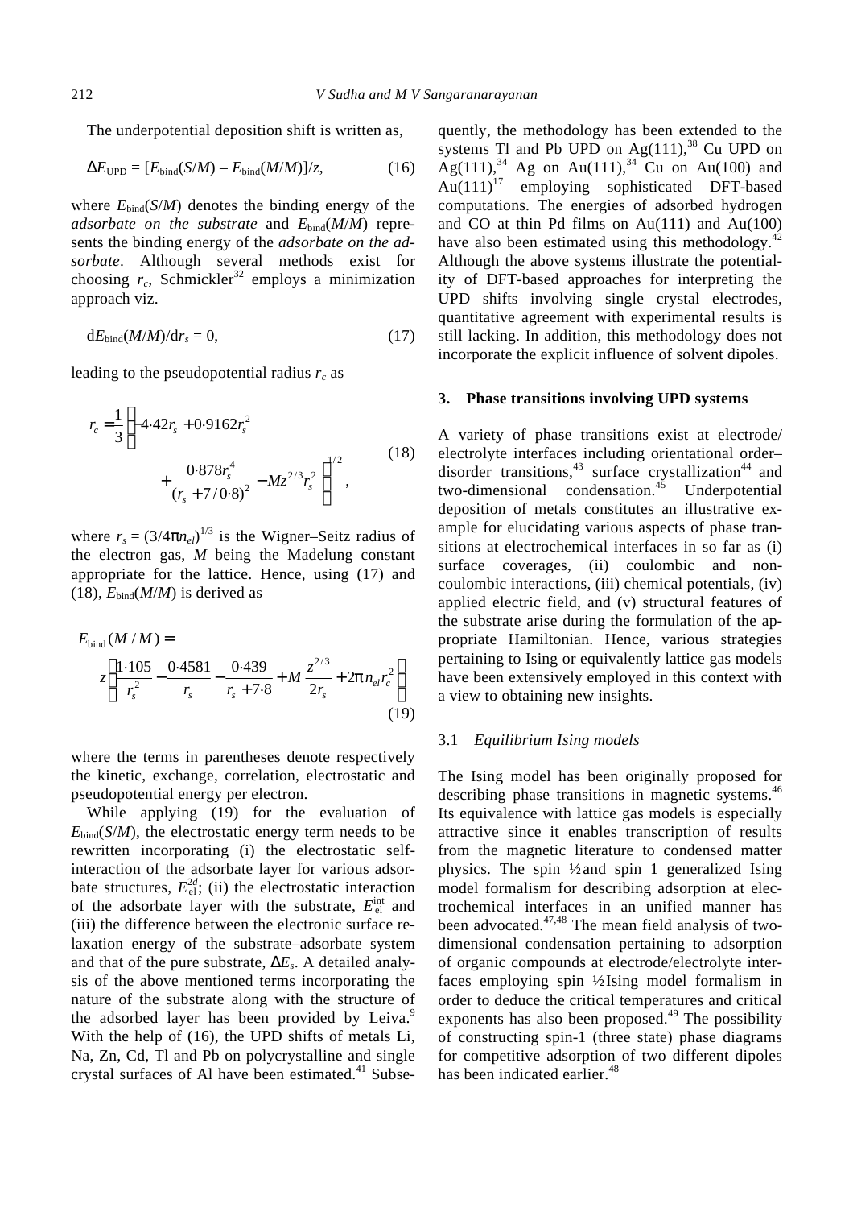The underpotential deposition shift is written as,

$$\Delta E_{\text{UPD}} = [E_{\text{bind}}(S/M) - E_{\text{bind}}(M/M)]/z, \tag{16}$$

where $E_{\text{bind}}(S/M)$ denotes the binding energy of the *adsorbate on the substrate* and $E_{\text{bind}}(M/M)$ represents the binding energy of the *adsorbate on the adsorbate*. Although several methods exist for choosing $r_c$, Schmickler[32] employs a minimization approach viz.

$$\mathrm{d}E_{\text{bind}}(M/M)/\mathrm{d}r_s = 0, \tag{17}$$

leading to the pseudopotential radius $r_c$ as

$$r_c = \frac{1}{3}\left[-4{\cdot}42 r_s + 0{\cdot}9162 r_s^2 + \frac{0{\cdot}878 r_s^4}{(r_s + 7/0{\cdot}8)^2} - M z^{2/3} r_s^2\right]^{1/2}, \tag{18}$$

where $r_s = (3/4\pi n_{el})^{1/3}$ is the Wigner–Seitz radius of the electron gas, $M$ being the Madelung constant appropriate for the lattice. Hence, using (17) and (18), $E_{\text{bind}}(M/M)$ is derived as

$$E_{\text{bind}}(M/M) = z\left[\frac{1{\cdot}105}{r_s^2} - \frac{0{\cdot}4581}{r_s} - \frac{0{\cdot}439}{r_s + 7{\cdot}8} + M\frac{z^{2/3}}{2 r_s} + 2\pi n_{el} r_c^2\right] \tag{19}$$

where the terms in parentheses denote respectively the kinetic, exchange, correlation, electrostatic and pseudopotential energy per electron.

While applying (19) for the evaluation of $E_{\text{bind}}(S/M)$, the electrostatic energy term needs to be rewritten incorporating (i) the electrostatic self-interaction of the adsorbate layer for various adsorbate structures, $E_{\text{el}}^{2d}$; (ii) the electrostatic interaction of the adsorbate layer with the substrate, $E_{\text{el}}^{\text{int}}$ and (iii) the difference between the electronic surface relaxation energy of the substrate–adsorbate system and that of the pure substrate, $\Delta E_s$. A detailed analysis of the above mentioned terms incorporating the nature of the substrate along with the structure of the adsorbed layer has been provided by Leiva.[9] With the help of (16), the UPD shifts of metals Li, Na, Zn, Cd, Tl and Pb on polycrystalline and single crystal surfaces of Al have been estimated.[41] Subsequently, the methodology has been extended to the systems Tl and Pb UPD on Ag(111),[38] Cu UPD on Ag(111),[34] Ag on Au(111),[34] Cu on Au(100) and Au(111)[17] employing sophisticated DFT-based computations. The energies of adsorbed hydrogen and CO at thin Pd films on Au(111) and Au(100) have also been estimated using this methodology.[42] Although the above systems illustrate the potentiality of DFT-based approaches for interpreting the UPD shifts involving single crystal electrodes, quantitative agreement with experimental results is still lacking. In addition, this methodology does not incorporate the explicit influence of solvent dipoles.

## 3. Phase transitions involving UPD systems

A variety of phase transitions exist at electrode/electrolyte interfaces including orientational order–disorder transitions,[43] surface crystallization[44] and two-dimensional condensation.[45] Underpotential deposition of metals constitutes an illustrative example for elucidating various aspects of phase transitions at electrochemical interfaces in so far as (i) surface coverages, (ii) coulombic and non-coulombic interactions, (iii) chemical potentials, (iv) applied electric field, and (v) structural features of the substrate arise during the formulation of the appropriate Hamiltonian. Hence, various strategies pertaining to Ising or equivalently lattice gas models have been extensively employed in this context with a view to obtaining new insights.

### 3.1 *Equilibrium Ising models*

The Ising model has been originally proposed for describing phase transitions in magnetic systems.[46] Its equivalence with lattice gas models is especially attractive since it enables transcription of results from the magnetic literature to condensed matter physics. The spin ½ and spin 1 generalized Ising model formalism for describing adsorption at electrochemical interfaces in an unified manner has been advocated.[47,48] The mean field analysis of two-dimensional condensation pertaining to adsorption of organic compounds at electrode/electrolyte interfaces employing spin ½ Ising model formalism in order to deduce the critical temperatures and critical exponents has also been proposed.[49] The possibility of constructing spin-1 (three state) phase diagrams for competitive adsorption of two different dipoles has been indicated earlier.[48]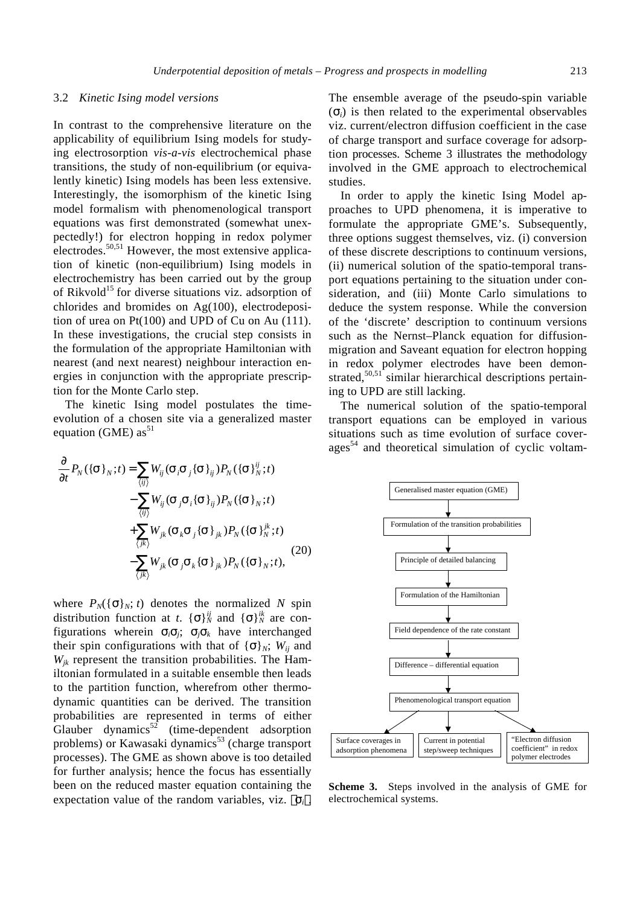### 3.2 *Kinetic Ising model versions*

In contrast to the comprehensive literature on the applicability of equilibrium Ising models for studying electrosorption *vis-a-vis* electrochemical phase transitions, the study of non-equilibrium (or equivalently kinetic) Ising models has been less extensive. Interestingly, the isomorphism of the kinetic Ising model formalism with phenomenological transport equations was first demonstrated (somewhat unexpectedly!) for electron hopping in redox polymer electrodes.[50,51] However, the most extensive application of kinetic (non-equilibrium) Ising models in electrochemistry has been carried out by the group of Rikvold[15] for diverse situations viz. adsorption of chlorides and bromides on Ag(100), electrodeposition of urea on Pt(100) and UPD of Cu on Au (111). In these investigations, the crucial step consists in the formulation of the appropriate Hamiltonian with nearest (and next nearest) neighbour interaction energies in conjunction with the appropriate prescription for the Monte Carlo step.

The kinetic Ising model postulates the time-evolution of a chosen site via a generalized master equation (GME) as[51]

$$
\begin{aligned}
\frac{\partial}{\partial t} P_N(\{\sigma\}_N;t) = & \sum_{\langle ij \rangle} W_{ij}(\sigma_i \sigma_j \{\sigma\}_{ij}) P_N(\{\sigma\}_N^{ij};t) \\
& - \sum_{\langle ij \rangle} W_{ij}(\sigma_j \sigma_i \{\sigma\}_{ij}) P_N(\{\sigma\}_N;t) \\
& + \sum_{\langle jk \rangle} W_{jk}(\sigma_k \sigma_j \{\sigma\}_{jk}) P_N(\{\sigma\}_N^{jk};t) \\
& - \sum_{\langle jk \rangle} W_{jk}(\sigma_j \sigma_k \{\sigma\}_{jk}) P_N(\{\sigma\}_N;t),
\end{aligned}
\tag{20}
$$

where $P_N(\{\sigma\}_N; t)$ denotes the normalized $N$ spin distribution function at $t$. $\{\sigma\}_N^{ij}$ and $\{\sigma\}_N^{ik}$ are configurations wherein $\sigma_i\sigma_j$; $\sigma_j\sigma_k$ have interchanged their spin configurations with that of $\{\sigma\}_N$; $W_{ij}$ and $W_{jk}$ represent the transition probabilities. The Hamiltonian formulated in a suitable ensemble then leads to the partition function, wherefrom other thermodynamic quantities can be derived. The transition probabilities are represented in terms of either Glauber dynamics[52] (time-dependent adsorption problems) or Kawasaki dynamics[53] (charge transport processes). The GME as shown above is too detailed for further analysis; hence the focus has essentially been on the reduced master equation containing the expectation value of the random variables, viz. $\langle \sigma_i \rangle$. The ensemble average of the pseudo-spin variable ($\sigma_i$) is then related to the experimental observables viz. current/electron diffusion coefficient in the case of charge transport and surface coverage for adsorption processes. Scheme 3 illustrates the methodology involved in the GME approach to electrochemical studies.

In order to apply the kinetic Ising Model approaches to UPD phenomena, it is imperative to formulate the appropriate GME's. Subsequently, three options suggest themselves, viz. (i) conversion of these discrete descriptions to continuum versions, (ii) numerical solution of the spatio-temporal transport equations pertaining to the situation under consideration, and (iii) Monte Carlo simulations to deduce the system response. While the conversion of the 'discrete' description to continuum versions such as the Nernst–Planck equation for diffusion-migration and Saveant equation for electron hopping in redox polymer electrodes have been demonstrated,[50,51] similar hierarchical descriptions pertaining to UPD are still lacking.

The numerical solution of the spatio-temporal transport equations can be employed in various situations such as time evolution of surface coverages[54] and theoretical simulation of cyclic voltam-

Generalised master equation (GME) → Formulation of the transition probabilities → Principle of detailed balancing → Formulation of the Hamiltonian → Field dependence of the rate constant → Difference – differential equation → Phenomenological transport equation → Surface coverages in adsorption phenomena / Current in potential step/sweep techniques / "Electron diffusion coefficient" in redox polymer electrodes

**Scheme 3.** Steps involved in the analysis of GME for electrochemical systems.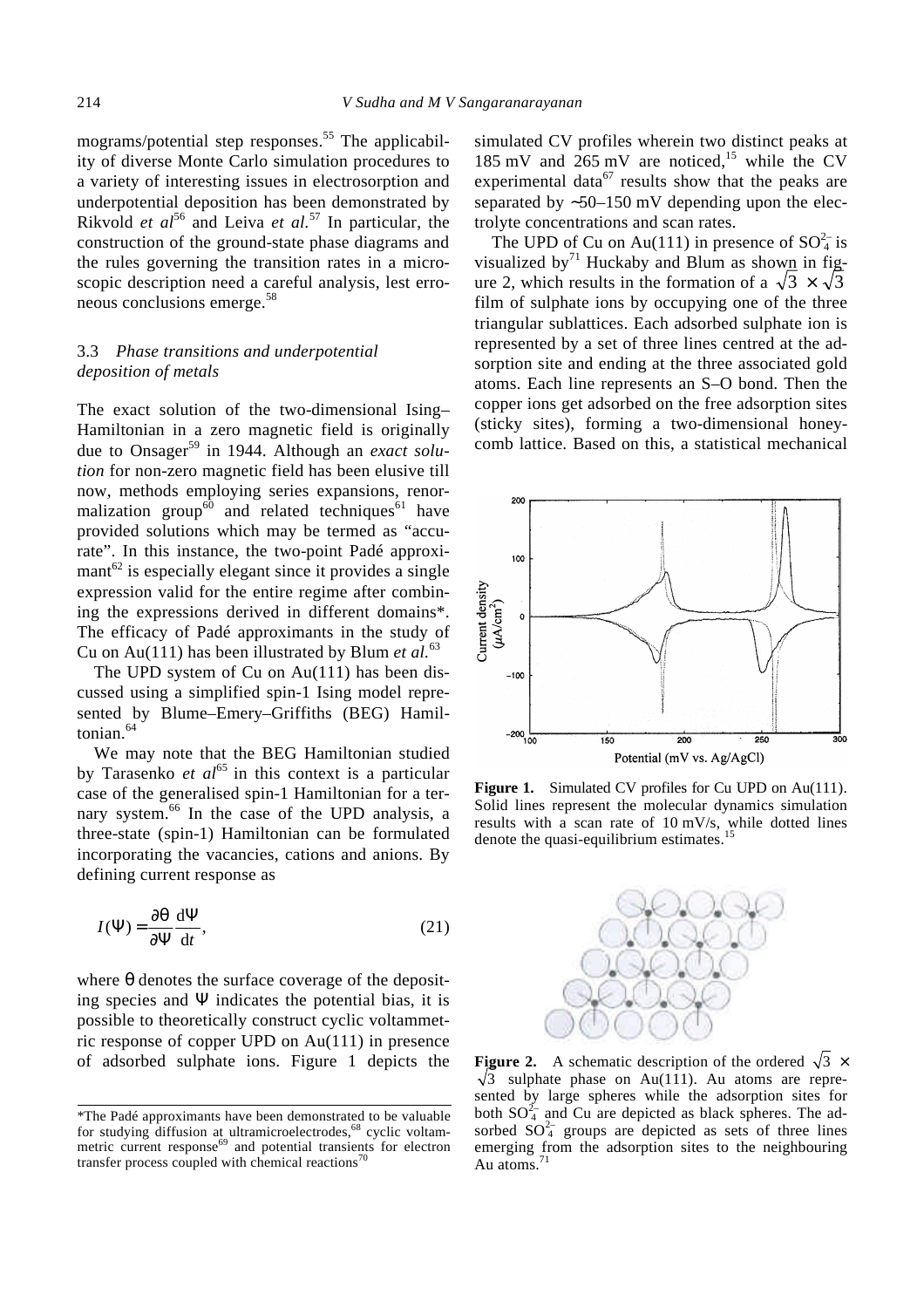mograms/potential step responses.[55] The applicability of diverse Monte Carlo simulation procedures to a variety of interesting issues in electrosorption and underpotential deposition has been demonstrated by Rikvold *et al*[56] and Leiva *et al.*[57] In particular, the construction of the ground-state phase diagrams and the rules governing the transition rates in a microscopic description need a careful analysis, lest erroneous conclusions emerge.[58]

### 3.3 *Phase transitions and underpotential deposition of metals*

The exact solution of the two-dimensional Ising–Hamiltonian in a zero magnetic field is originally due to Onsager[59] in 1944. Although an *exact solution* for non-zero magnetic field has been elusive till now, methods employing series expansions, renormalization group[60] and related techniques[61] have provided solutions which may be termed as "accurate". In this instance, the two-point Padé approximant[62] is especially elegant since it provides a single expression valid for the entire regime after combining the expressions derived in different domains*. The efficacy of Padé approximants in the study of Cu on Au(111) has been illustrated by Blum *et al.*[63]

The UPD system of Cu on Au(111) has been discussed using a simplified spin-1 Ising model represented by Blume–Emery–Griffiths (BEG) Hamiltonian.[64]

We may note that the BEG Hamiltonian studied by Tarasenko *et al*[65] in this context is a particular case of the generalised spin-1 Hamiltonian for a ternary system.[66] In the case of the UPD analysis, a three-state (spin-1) Hamiltonian can be formulated incorporating the vacancies, cations and anions. By defining current response as

$$I(\Psi) = \frac{\partial \theta}{\partial \Psi} \frac{\mathrm{d}\Psi}{\mathrm{d}t}, \tag{21}$$

where $\theta$ denotes the surface coverage of the depositing species and $\Psi$ indicates the potential bias, it is possible to theoretically construct cyclic voltammetric response of copper UPD on Au(111) in presence of adsorbed sulphate ions. Figure 1 depicts the simulated CV profiles wherein two distinct peaks at 185 mV and 265 mV are noticed,[15] while the CV experimental data[67] results show that the peaks are separated by ~50–150 mV depending upon the electrolyte concentrations and scan rates.

The UPD of Cu on Au(111) in presence of $SO_4^{2-}$ is visualized by[71] Huckaby and Blum as shown in figure 2, which results in the formation of a $\sqrt{3} \times \sqrt{3}$ film of sulphate ions by occupying one of the three triangular sublattices. Each adsorbed sulphate ion is represented by a set of three lines centred at the adsorption site and ending at the three associated gold atoms. Each line represents an S–O bond. Then the copper ions get adsorbed on the free adsorption sites (sticky sites), forming a two-dimensional honeycomb lattice. Based on this, a statistical mechanical

**Figure 1.** Simulated CV profiles for Cu UPD on Au(111). Solid lines represent the molecular dynamics simulation results with a scan rate of 10 mV/s, while dotted lines denote the quasi-equilibrium estimates.[15]

**Figure 2.** A schematic description of the ordered $\sqrt{3} \times \sqrt{3}$ sulphate phase on Au(111). Au atoms are represented by large spheres while the adsorption sites for both $SO_4^{2-}$ and Cu are depicted as black spheres. The adsorbed $SO_4^{2-}$ groups are depicted as sets of three lines emerging from the adsorption sites to the neighbouring Au atoms.[71]

---

*The Padé approximants have been demonstrated to be valuable for studying diffusion at ultramicroelectrodes,[68] cyclic voltammetric current response[69] and potential transients for electron transfer process coupled with chemical reactions[70]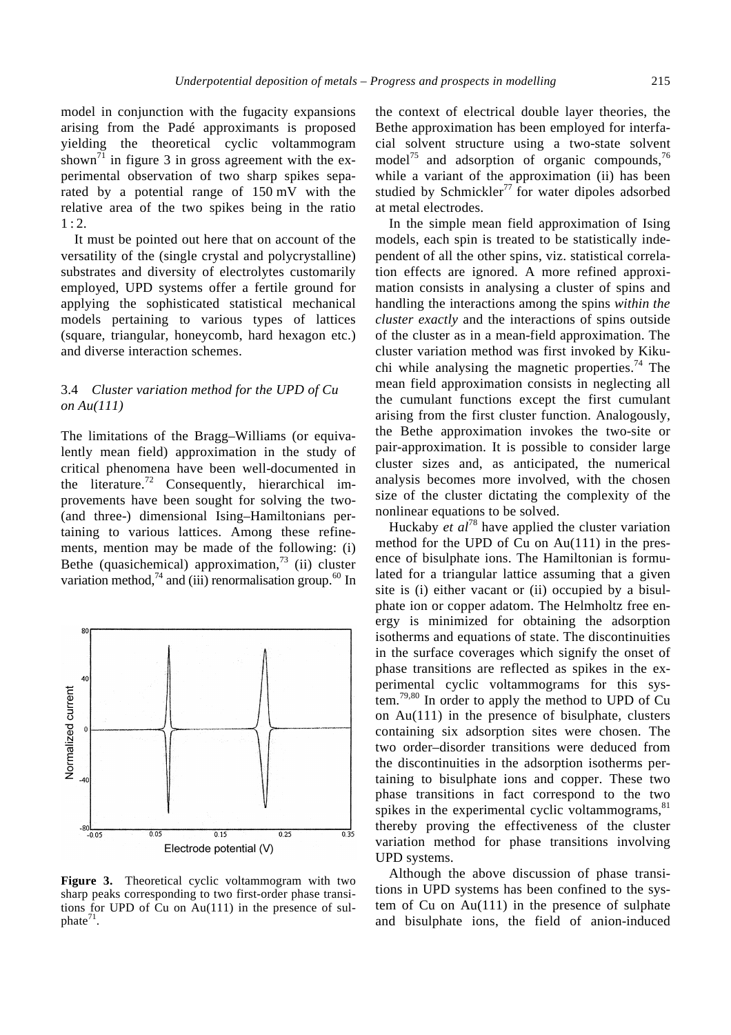model in conjunction with the fugacity expansions arising from the Padé approximants is proposed yielding the theoretical cyclic voltammogram shown[71] in figure 3 in gross agreement with the experimental observation of two sharp spikes separated by a potential range of 150 mV with the relative area of the two spikes being in the ratio 1 : 2.

It must be pointed out here that on account of the versatility of the (single crystal and polycrystalline) substrates and diversity of electrolytes customarily employed, UPD systems offer a fertile ground for applying the sophisticated statistical mechanical models pertaining to various types of lattices (square, triangular, honeycomb, hard hexagon etc.) and diverse interaction schemes.

### 3.4 *Cluster variation method for the UPD of Cu on Au(111)*

The limitations of the Bragg–Williams (or equivalently mean field) approximation in the study of critical phenomena have been well-documented in the literature.[72] Consequently, hierarchical improvements have been sought for solving the two- (and three-) dimensional Ising–Hamiltonians pertaining to various lattices. Among these refinements, mention may be made of the following: (i) Bethe (quasichemical) approximation,[73] (ii) cluster variation method,[74] and (iii) renormalisation group.[60] In the context of electrical double layer theories, the Bethe approximation has been employed for interfacial solvent structure using a two-state solvent model[75] and adsorption of organic compounds,[76] while a variant of the approximation (ii) has been studied by Schmickler[77] for water dipoles adsorbed at metal electrodes.

**Figure 3.** Theoretical cyclic voltammogram with two sharp peaks corresponding to two first-order phase transitions for UPD of Cu on Au(111) in the presence of sulphate[71].

In the simple mean field approximation of Ising models, each spin is treated to be statistically independent of all the other spins, viz. statistical correlation effects are ignored. A more refined approximation consists in analysing a cluster of spins and handling the interactions among the spins *within the cluster exactly* and the interactions of spins outside of the cluster as in a mean-field approximation. The cluster variation method was first invoked by Kikuchi while analysing the magnetic properties.[74] The mean field approximation consists in neglecting all the cumulant functions except the first cumulant arising from the first cluster function. Analogously, the Bethe approximation invokes the two-site or pair-approximation. It is possible to consider large cluster sizes and, as anticipated, the numerical analysis becomes more involved, with the chosen size of the cluster dictating the complexity of the nonlinear equations to be solved.

Huckaby *et al*[78] have applied the cluster variation method for the UPD of Cu on Au(111) in the presence of bisulphate ions. The Hamiltonian is formulated for a triangular lattice assuming that a given site is (i) either vacant or (ii) occupied by a bisulphate ion or copper adatom. The Helmholtz free energy is minimized for obtaining the adsorption isotherms and equations of state. The discontinuities in the surface coverages which signify the onset of phase transitions are reflected as spikes in the experimental cyclic voltammograms for this system.[79,80] In order to apply the method to UPD of Cu on Au(111) in the presence of bisulphate, clusters containing six adsorption sites were chosen. The two order–disorder transitions were deduced from the discontinuities in the adsorption isotherms pertaining to bisulphate ions and copper. These two phase transitions in fact correspond to the two spikes in the experimental cyclic voltammograms,[81] thereby proving the effectiveness of the cluster variation method for phase transitions involving UPD systems.

Although the above discussion of phase transitions in UPD systems has been confined to the system of Cu on Au(111) in the presence of sulphate and bisulphate ions, the field of anion-induced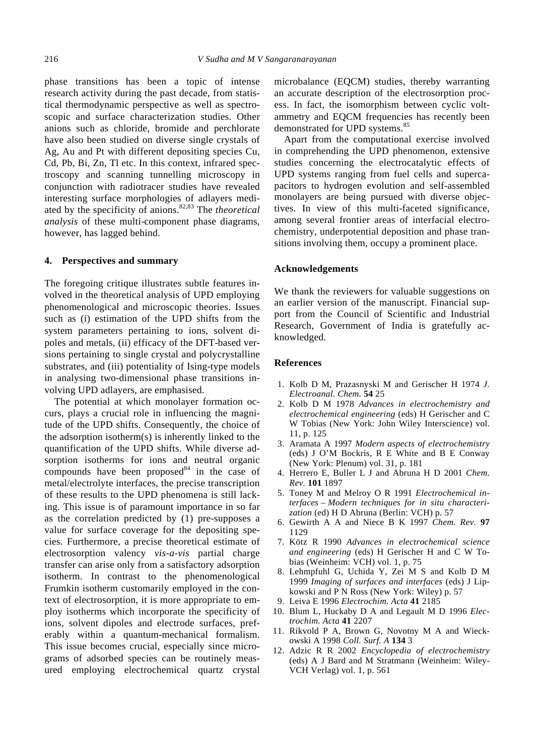phase transitions has been a topic of intense research activity during the past decade, from statistical thermodynamic perspective as well as spectroscopic and surface characterization studies. Other anions such as chloride, bromide and perchlorate have also been studied on diverse single crystals of Ag, Au and Pt with different depositing species Cu, Cd, Pb, Bi, Zn, Tl etc. In this context, infrared spectroscopy and scanning tunnelling microscopy in conjunction with radiotracer studies have revealed interesting surface morphologies of adlayers mediated by the specificity of anions.[82,83] The *theoretical analysis* of these multi-component phase diagrams, however, has lagged behind.

## 4. Perspectives and summary

The foregoing critique illustrates subtle features involved in the theoretical analysis of UPD employing phenomenological and microscopic theories. Issues such as (i) estimation of the UPD shifts from the system parameters pertaining to ions, solvent dipoles and metals, (ii) efficacy of the DFT-based versions pertaining to single crystal and polycrystalline substrates, and (iii) potentiality of Ising-type models in analysing two-dimensional phase transitions involving UPD adlayers, are emphasised.

The potential at which monolayer formation occurs, plays a crucial role in influencing the magnitude of the UPD shifts. Consequently, the choice of the adsorption isotherm(s) is inherently linked to the quantification of the UPD shifts. While diverse adsorption isotherms for ions and neutral organic compounds have been proposed[84] in the case of metal/electrolyte interfaces, the precise transcription of these results to the UPD phenomena is still lacking. This issue is of paramount importance in so far as the correlation predicted by (1) pre-supposes a value for surface coverage for the depositing species. Furthermore, a precise theoretical estimate of electrosorption valency *vis-a-vis* partial charge transfer can arise only from a satisfactory adsorption isotherm. In contrast to the phenomenological Frumkin isotherm customarily employed in the context of electrosorption, it is more appropriate to employ isotherms which incorporate the specificity of ions, solvent dipoles and electrode surfaces, preferably within a quantum-mechanical formalism. This issue becomes crucial, especially since micrograms of adsorbed species can be routinely measured employing electrochemical quartz crystal microbalance (EQCM) studies, thereby warranting an accurate description of the electrosorption process. In fact, the isomorphism between cyclic voltammetry and EQCM frequencies has recently been demonstrated for UPD systems.[85]

Apart from the computational exercise involved in comprehending the UPD phenomenon, extensive studies concerning the electrocatalytic effects of UPD systems ranging from fuel cells and supercapacitors to hydrogen evolution and self-assembled monolayers are being pursued with diverse objectives. In view of this multi-faceted significance, among several frontier areas of interfacial electrochemistry, underpotential deposition and phase transitions involving them, occupy a prominent place.

## Acknowledgements

We thank the reviewers for valuable suggestions on an earlier version of the manuscript. Financial support from the Council of Scientific and Industrial Research, Government of India is gratefully acknowledged.

## References

1. Kolb D M, Prazasnyski M and Gerischer H 1974 *J. Electroanal. Chem.* **54** 25
2. Kolb D M 1978 *Advances in electrochemistry and electrochemical engineering* (eds) H Gerischer and C W Tobias (New York: John Wiley Interscience) vol. 11, p. 125
3. Aramata A 1997 *Modern aspects of electrochemistry* (eds) J O'M Bockris, R E White and B E Conway (New York: Plenum) vol. 31, p. 181
4. Herrero E, Buller L J and Abruna H D 2001 *Chem. Rev.* **101** 1897
5. Toney M and Melroy O R 1991 *Electrochemical interfaces – Modern techniques for in situ characterization* (ed) H D Abruna (Berlin: VCH) p. 57
6. Gewirth A A and Niece B K 1997 *Chem. Rev.* **97** 1129
7. Kötz R 1990 *Advances in electrochemical science and engineering* (eds) H Gerischer and C W Tobias (Weinheim: VCH) vol. 1, p. 75
8. Lehmpfuhl G, Uchida Y, Zei M S and Kolb D M 1999 *Imaging of surfaces and interfaces* (eds) J Lipkowski and P N Ross (New York: Wiley) p. 57
9. Leiva E 1996 *Electrochim. Acta* **41** 2185
10. Blum L, Huckaby D A and Legault M D 1996 *Electrochim. Acta* **41** 2207
11. Rikvold P A, Brown G, Novotny M A and Wieckowski A 1998 *Coll. Surf. A* **134** 3
12. Adzic R R 2002 *Encyclopedia of electrochemistry* (eds) A J Bard and M Stratmann (Weinheim: Wiley-VCH Verlag) vol. 1, p. 561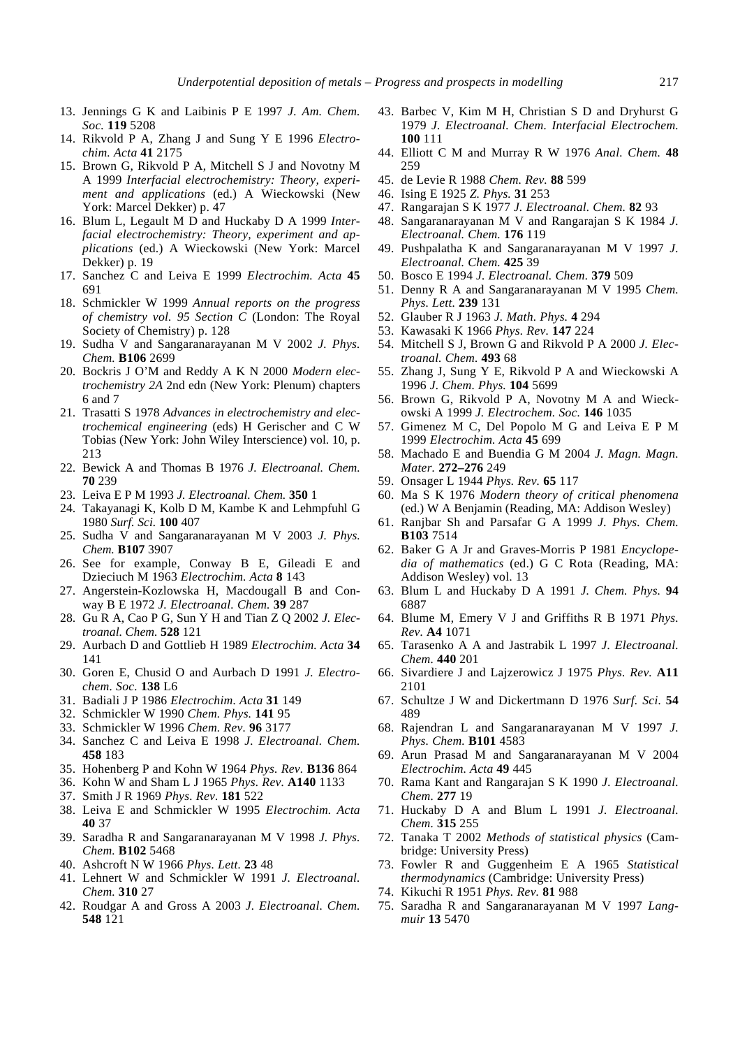13. Jennings G K and Laibinis P E 1997 *J. Am. Chem. Soc.* **119** 5208
14. Rikvold P A, Zhang J and Sung Y E 1996 *Electrochim. Acta* **41** 2175
15. Brown G, Rikvold P A, Mitchell S J and Novotny M A 1999 *Interfacial electrochemistry: Theory, experiment and applications* (ed.) A Wieckowski (New York: Marcel Dekker) p. 47
16. Blum L, Legault M D and Huckaby D A 1999 *Interfacial electrochemistry: Theory, experiment and applications* (ed.) A Wieckowski (New York: Marcel Dekker) p. 19
17. Sanchez C and Leiva E 1999 *Electrochim. Acta* **45** 691
18. Schmickler W 1999 *Annual reports on the progress of chemistry vol. 95 Section C* (London: The Royal Society of Chemistry) p. 128
19. Sudha V and Sangaranarayanan M V 2002 *J. Phys. Chem.* **B106** 2699
20. Bockris J O'M and Reddy A K N 2000 *Modern electrochemistry 2A* 2nd edn (New York: Plenum) chapters 6 and 7
21. Trasatti S 1978 *Advances in electrochemistry and electrochemical engineering* (eds) H Gerischer and C W Tobias (New York: John Wiley Interscience) vol. 10, p. 213
22. Bewick A and Thomas B 1976 *J. Electroanal. Chem.* **70** 239
23. Leiva E P M 1993 *J. Electroanal. Chem.* **350** 1
24. Takayanagi K, Kolb D M, Kambe K and Lehmpfuhl G 1980 *Surf. Sci.* **100** 407
25. Sudha V and Sangaranarayanan M V 2003 *J. Phys. Chem.* **B107** 3907
26. See for example, Conway B E, Gileadi E and Dzieciuch M 1963 *Electrochim. Acta* **8** 143
27. Angerstein-Kozlowska H, Macdougall B and Conway B E 1972 *J. Electroanal. Chem.* **39** 287
28. Gu R A, Cao P G, Sun Y H and Tian Z Q 2002 *J. Electroanal. Chem.* **528** 121
29. Aurbach D and Gottlieb H 1989 *Electrochim. Acta* **34** 141
30. Goren E, Chusid O and Aurbach D 1991 *J. Electrochem. Soc.* **138** L6
31. Badiali J P 1986 *Electrochim. Acta* **31** 149
32. Schmickler W 1990 *Chem. Phys.* **141** 95
33. Schmickler W 1996 *Chem. Rev.* **96** 3177
34. Sanchez C and Leiva E 1998 *J. Electroanal. Chem.* **458** 183
35. Hohenberg P and Kohn W 1964 *Phys. Rev.* **B136** 864
36. Kohn W and Sham L J 1965 *Phys. Rev.* **A140** 1133
37. Smith J R 1969 *Phys. Rev.* **181** 522
38. Leiva E and Schmickler W 1995 *Electrochim. Acta* **40** 37
39. Saradha R and Sangaranarayanan M V 1998 *J. Phys. Chem.* **B102** 5468
40. Ashcroft N W 1966 *Phys. Lett.* **23** 48
41. Lehnert W and Schmickler W 1991 *J. Electroanal. Chem.* **310** 27
42. Roudgar A and Gross A 2003 *J. Electroanal. Chem.* **548** 121
43. Barbec V, Kim M H, Christian S D and Dryhurst G 1979 *J. Electroanal. Chem. Interfacial Electrochem.* **100** 111
44. Elliott C M and Murray R W 1976 *Anal. Chem.* **48** 259
45. de Levie R 1988 *Chem. Rev.* **88** 599
46. Ising E 1925 *Z. Phys.* **31** 253
47. Rangarajan S K 1977 *J. Electroanal. Chem.* **82** 93
48. Sangaranarayanan M V and Rangarajan S K 1984 *J. Electroanal. Chem.* **176** 119
49. Pushpalatha K and Sangaranarayanan M V 1997 *J. Electroanal. Chem.* **425** 39
50. Bosco E 1994 *J. Electroanal. Chem.* **379** 509
51. Denny R A and Sangaranarayanan M V 1995 *Chem. Phys. Lett.* **239** 131
52. Glauber R J 1963 *J. Math. Phys.* **4** 294
53. Kawasaki K 1966 *Phys. Rev.* **147** 224
54. Mitchell S J, Brown G and Rikvold P A 2000 *J. Electroanal. Chem.* **493** 68
55. Zhang J, Sung Y E, Rikvold P A and Wieckowski A 1996 *J. Chem. Phys.* **104** 5699
56. Brown G, Rikvold P A, Novotny M A and Wieckowski A 1999 *J. Electrochem. Soc.* **146** 1035
57. Gimenez M C, Del Popolo M G and Leiva E P M 1999 *Electrochim. Acta* **45** 699
58. Machado E and Buendia G M 2004 *J. Magn. Magn. Mater.* **272–276** 249
59. Onsager L 1944 *Phys. Rev.* **65** 117
60. Ma S K 1976 *Modern theory of critical phenomena* (ed.) W A Benjamin (Reading, MA: Addison Wesley)
61. Ranjbar Sh and Parsafar G A 1999 *J. Phys. Chem.* **B103** 7514
62. Baker G A Jr and Graves-Morris P 1981 *Encyclopedia of mathematics* (ed.) G C Rota (Reading, MA: Addison Wesley) vol. 13
63. Blum L and Huckaby D A 1991 *J. Chem. Phys.* **94** 6887
64. Blume M, Emery V J and Griffiths R B 1971 *Phys. Rev.* **A4** 1071
65. Tarasenko A A and Jastrabik L 1997 *J. Electroanal. Chem.* **440** 201
66. Sivardiere J and Lajzerowicz J 1975 *Phys. Rev.* **A11** 2101
67. Schultze J W and Dickertmann D 1976 *Surf. Sci.* **54** 489
68. Rajendran L and Sangaranarayanan M V 1997 *J. Phys. Chem.* **B101** 4583
69. Arun Prasad M and Sangaranarayanan M V 2004 *Electrochim. Acta* **49** 445
70. Rama Kant and Rangarajan S K 1990 *J. Electroanal. Chem.* **277** 19
71. Huckaby D A and Blum L 1991 *J. Electroanal. Chem.* **315** 255
72. Tanaka T 2002 *Methods of statistical physics* (Cambridge: University Press)
73. Fowler R and Guggenheim E A 1965 *Statistical thermodynamics* (Cambridge: University Press)
74. Kikuchi R 1951 *Phys. Rev.* **81** 988
75. Saradha R and Sangaranarayanan M V 1997 *Langmuir* **13** 5470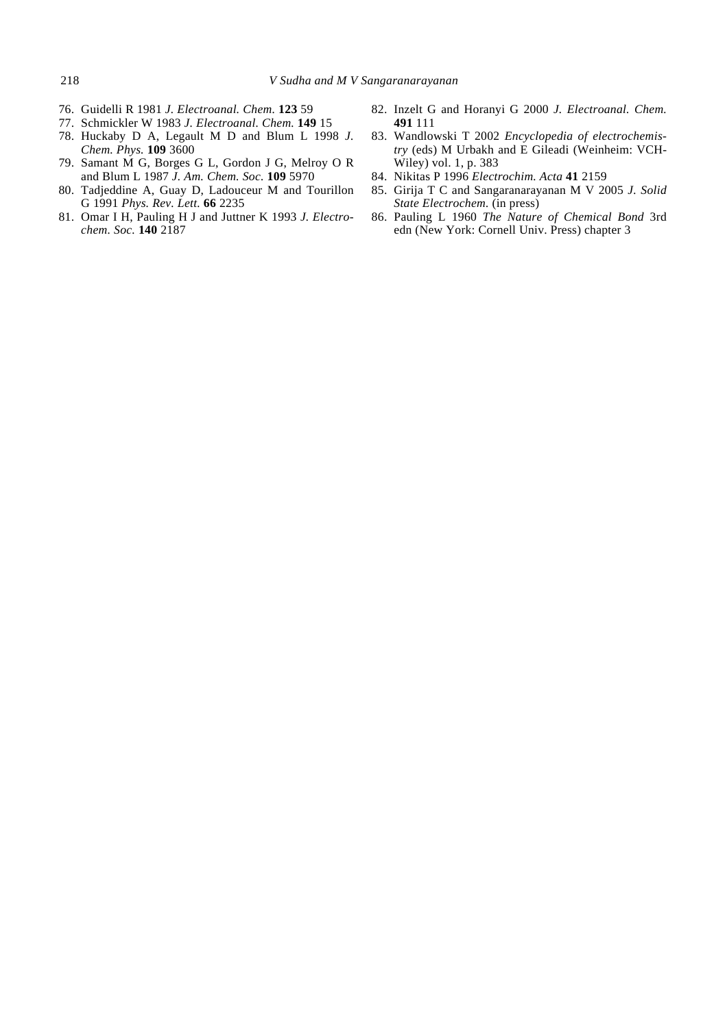76. Guidelli R 1981 *J. Electroanal. Chem.* **123** 59
77. Schmickler W 1983 *J. Electroanal. Chem.* **149** 15
78. Huckaby D A, Legault M D and Blum L 1998 *J. Chem. Phys.* **109** 3600
79. Samant M G, Borges G L, Gordon J G, Melroy O R and Blum L 1987 *J. Am. Chem. Soc.* **109** 5970
80. Tadjeddine A, Guay D, Ladouceur M and Tourillon G 1991 *Phys. Rev. Lett.* **66** 2235
81. Omar I H, Pauling H J and Juttner K 1993 *J. Electrochem. Soc.* **140** 2187
82. Inzelt G and Horanyi G 2000 *J. Electroanal. Chem.* **491** 111
83. Wandlowski T 2002 *Encyclopedia of electrochemistry* (eds) M Urbakh and E Gileadi (Weinheim: VCH-Wiley) vol. 1, p. 383
84. Nikitas P 1996 *Electrochim. Acta* **41** 2159
85. Girija T C and Sangaranarayanan M V 2005 *J. Solid State Electrochem.* (in press)
86. Pauling L 1960 *The Nature of Chemical Bond* 3rd edn (New York: Cornell Univ. Press) chapter 3